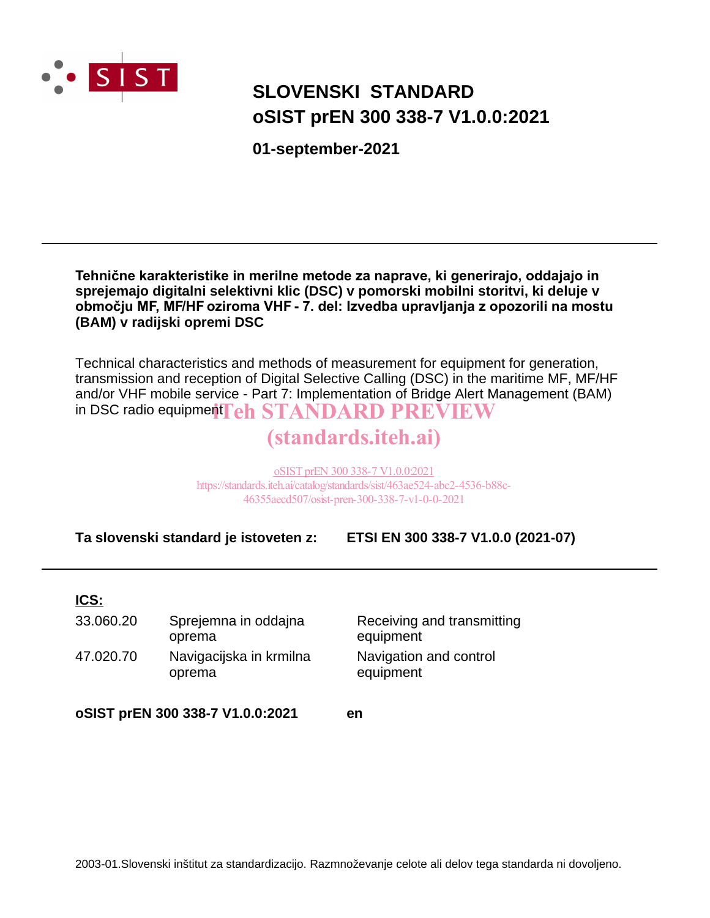SIST

# SLOVENSKI STANDARD
# oSIST prEN 300 338-7 V1.0.0:2021

**01-september-2021**

---

**Tehnične karakteristike in merilne metode za naprave, ki generirajo, oddajajo in sprejemajo digitalni selektivni klic (DSC) v pomorski mobilni storitvi, ki deluje v območju MF, MF/HF oziroma VHF - 7. del: Izvedba upravljanja z opozorili na mostu (BAM) v radijski opremi DSC**

Technical characteristics and methods of measurement for equipment for generation, transmission and reception of Digital Selective Calling (DSC) in the maritime MF, MF/HF and/or VHF mobile service - Part 7: Implementation of Bridge Alert Management (BAM) in DSC radio equipment

iTeh STANDARD PREVIEW
(standards.iteh.ai)

oSIST prEN 300 338-7 V1.0.0:2021
https://standards.iteh.ai/catalog/standards/sist/463ae524-abc2-4536-b88c-46355aecd507/osist-pren-300-338-7-v1-0-0-2021

**Ta slovenski standard je istoveten z: ETSI EN 300 338-7 V1.0.0 (2021-07)**

---

**ICS:**

| | | |
|---|---|---|
| 33.060.20 | Sprejemna in oddajna oprema | Receiving and transmitting equipment |
| 47.020.70 | Navigacijska in krmilna oprema | Navigation and control equipment |

**oSIST prEN 300 338-7 V1.0.0:2021** **en**

2003-01.Slovenski inštitut za standardizacijo. Razmnoževanje celote ali delov tega standarda ni dovoljeno.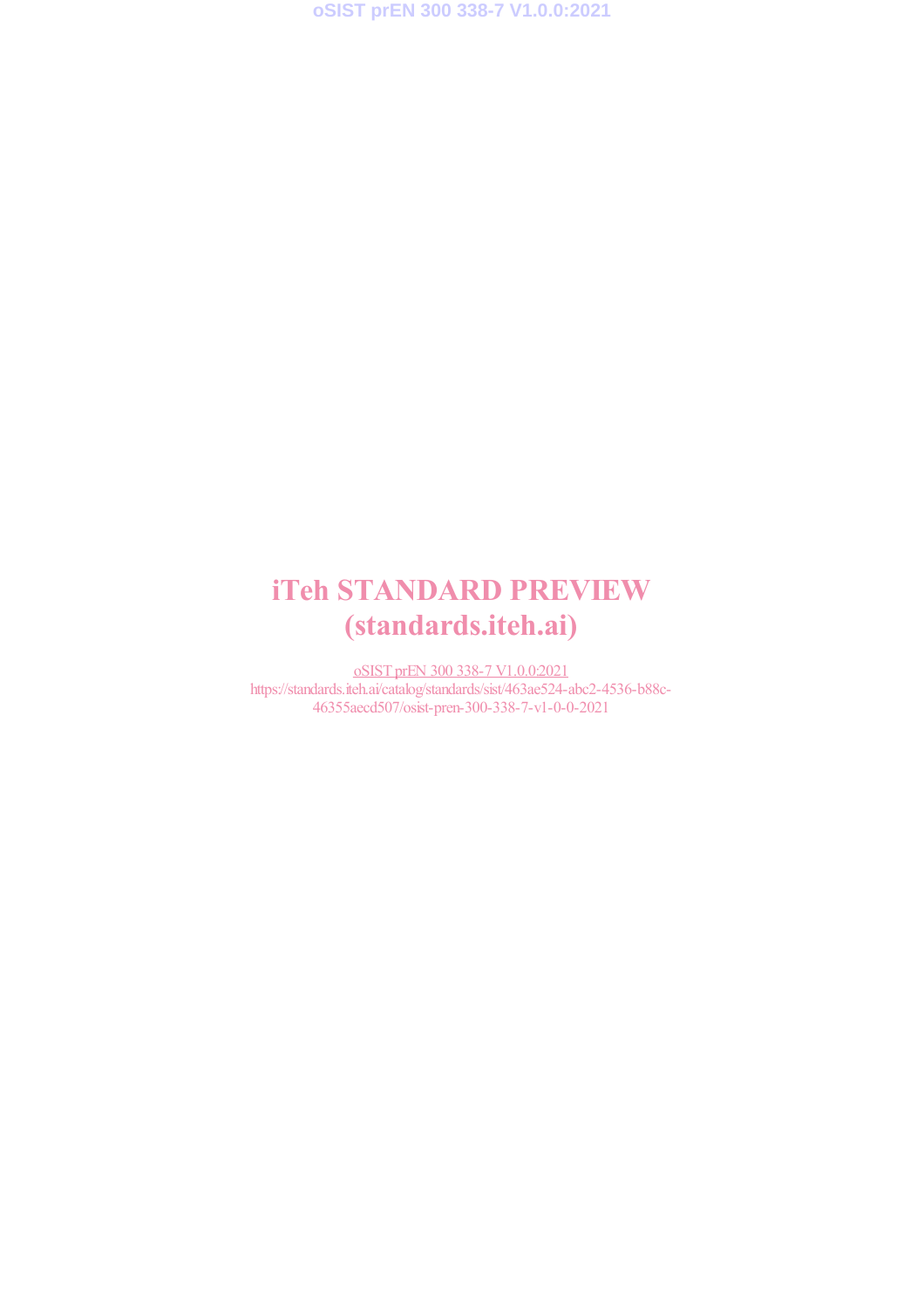iTeh STANDARD PREVIEW
(standards.iteh.ai)

oSIST prEN 300 338-7 V1.0.0:2021
https://standards.iteh.ai/catalog/standards/sist/463ae524-abc2-4536-b88c-46355aecd507/osist-pren-300-338-7-v1-0-0-2021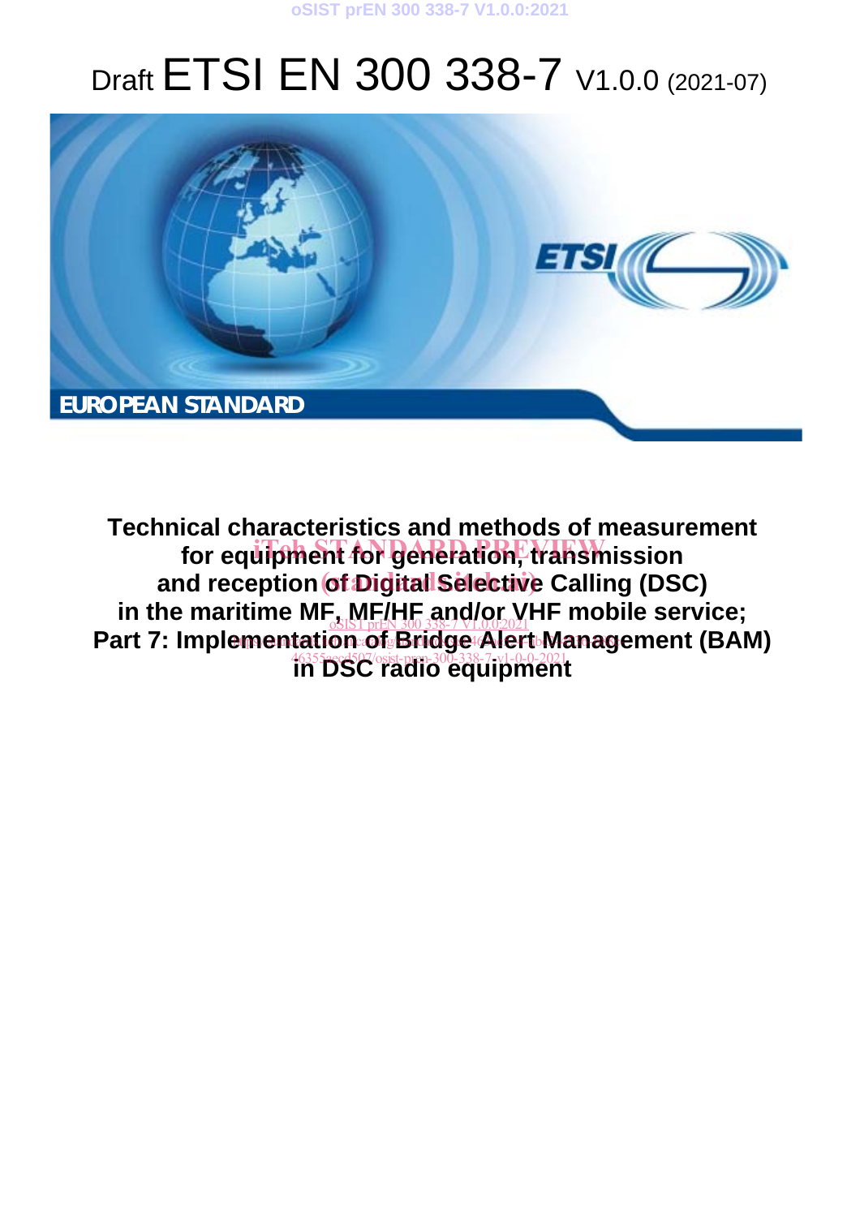# Draft ETSI EN 300 338-7 V1.0.0 (2021-07)

EUROPEAN STANDARD

**Technical characteristics and methods of measurement for equipment for generation, transmission and reception of Digital Selective Calling (DSC) in the maritime MF, MF/HF and/or VHF mobile service; Part 7: Implementation of Bridge Alert Management (BAM) in DSC radio equipment**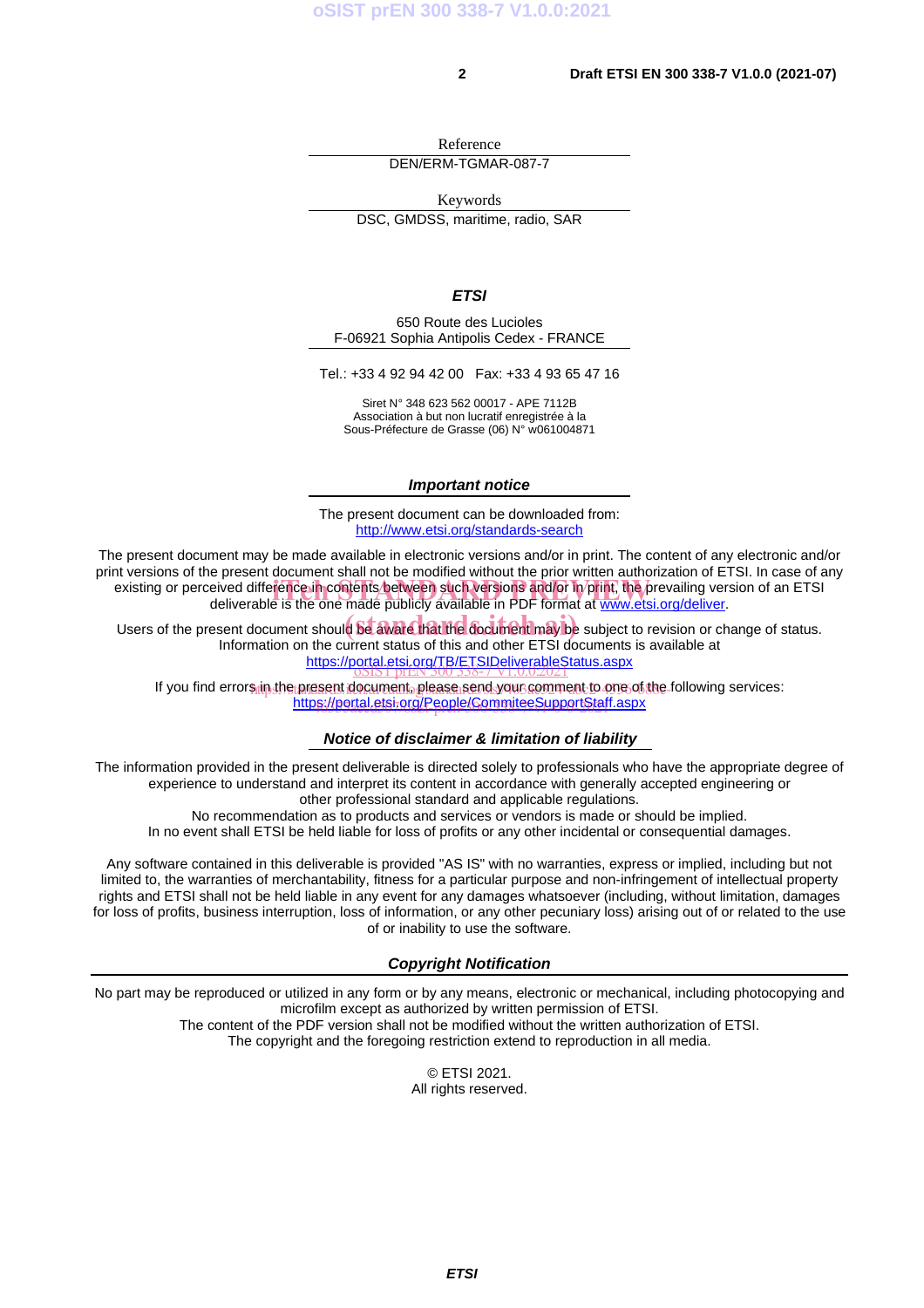Reference

DEN/ERM-TGMAR-087-7

Keywords

DSC, GMDSS, maritime, radio, SAR

***ETSI***

650 Route des Lucioles
F-06921 Sophia Antipolis Cedex - FRANCE

Tel.: +33 4 92 94 42 00   Fax: +33 4 93 65 47 16

Siret N° 348 623 562 00017 - APE 7112B
Association à but non lucratif enregistrée à la
Sous-Préfecture de Grasse (06) N° w061004871

***Important notice***

The present document can be downloaded from:
http://www.etsi.org/standards-search

The present document may be made available in electronic versions and/or in print. The content of any electronic and/or print versions of the present document shall not be modified without the prior written authorization of ETSI. In case of any existing or perceived difference in contents between such versions and/or in print, the prevailing version of an ETSI deliverable is the one made publicly available in PDF format at www.etsi.org/deliver.

Users of the present document should be aware that the document may be subject to revision or change of status. Information on the current status of this and other ETSI documents is available at https://portal.etsi.org/TB/ETSIDeliverableStatus.aspx

If you find errors in the present document, please send your comment to one of the following services:
https://portal.etsi.org/People/CommiteeSupportStaff.aspx

***Notice of disclaimer & limitation of liability***

The information provided in the present deliverable is directed solely to professionals who have the appropriate degree of experience to understand and interpret its content in accordance with generally accepted engineering or other professional standard and applicable regulations.
No recommendation as to products and services or vendors is made or should be implied.
In no event shall ETSI be held liable for loss of profits or any other incidental or consequential damages.

Any software contained in this deliverable is provided "AS IS" with no warranties, express or implied, including but not limited to, the warranties of merchantability, fitness for a particular purpose and non-infringement of intellectual property rights and ETSI shall not be held liable in any event for any damages whatsoever (including, without limitation, damages for loss of profits, business interruption, loss of information, or any other pecuniary loss) arising out of or related to the use of or inability to use the software.

***Copyright Notification***

No part may be reproduced or utilized in any form or by any means, electronic or mechanical, including photocopying and microfilm except as authorized by written permission of ETSI.
The content of the PDF version shall not be modified without the written authorization of ETSI.
The copyright and the foregoing restriction extend to reproduction in all media.

© ETSI 2021.
All rights reserved.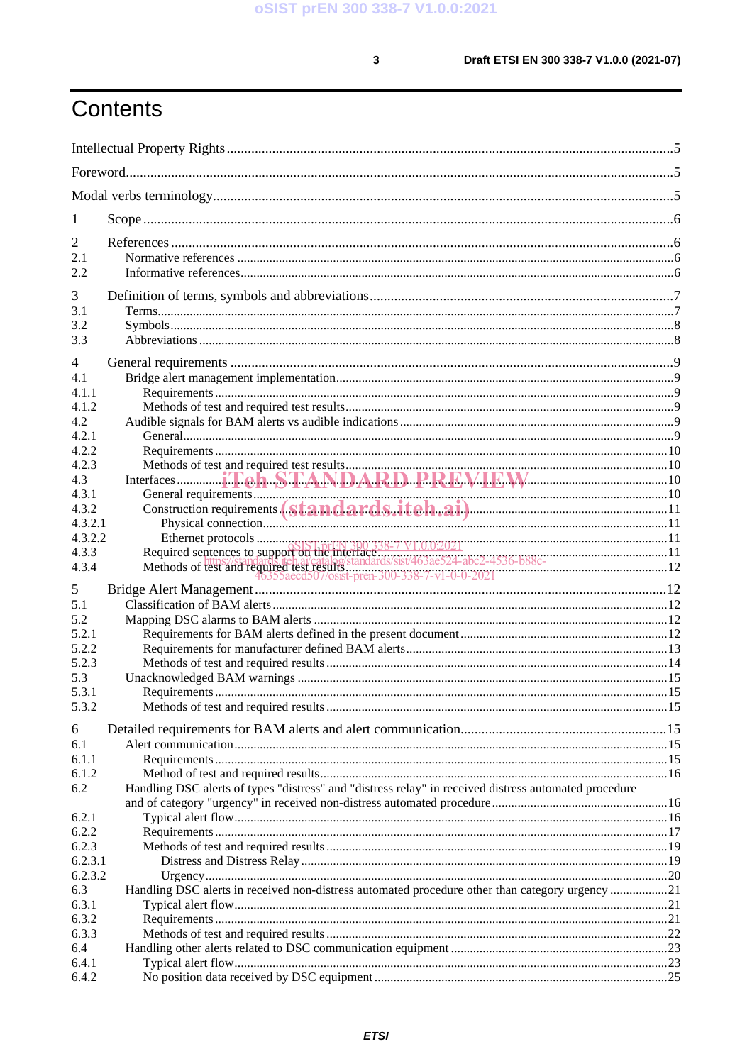# Contents

Intellectual Property Rights ............................................................................................................................5

Foreword...........................................................................................................................................................5

Modal verbs terminology..................................................................................................................................5

1 Scope ......................................................................................................................................................6

2 References ..............................................................................................................................................6
2.1 Normative references ........................................................................................................................6
2.2 Informative references.......................................................................................................................6

3 Definition of terms, symbols and abbreviations.....................................................................................7
3.1 Terms...............................................................................................................................................7
3.2 Symbols...........................................................................................................................................8
3.3 Abbreviations ...................................................................................................................................8

4 General requirements .............................................................................................................................9
4.1 Bridge alert management implementation........................................................................................9
4.1.1 Requirements ..............................................................................................................................9
4.1.2 Methods of test and required test results.....................................................................................9
4.2 Audible signals for BAM alerts vs audible indications.....................................................................9
4.2.1 General.......................................................................................................................................9
4.2.2 Requirements ............................................................................................................................10
4.2.3 Methods of test and required test results...................................................................................10
4.3 Interfaces .........................................................................................................................................10
4.3.1 General requirements.................................................................................................................10
4.3.2 Construction requirements .........................................................................................................11
4.3.2.1 Physical connection...............................................................................................................11
4.3.2.2 Ethernet protocols .................................................................................................................11
4.3.3 Required sentences to support on the interface ...........................................................................11
4.3.4 Methods of test and required test results.....................................................................................12

5 Bridge Alert Management.....................................................................................................................12
5.1 Classification of BAM alerts...........................................................................................................12
5.2 Mapping DSC alarms to BAM alerts ..............................................................................................12
5.2.1 Requirements for BAM alerts defined in the present document ................................................12
5.2.2 Requirements for manufacturer defined BAM alerts.................................................................13
5.2.3 Methods of test and required results ..........................................................................................14
5.3 Unacknowledged BAM warnings ...................................................................................................15
5.3.1 Requirements ............................................................................................................................15
5.3.2 Methods of test and required results ..........................................................................................15

6 Detailed requirements for BAM alerts and alert communication...........................................................15
6.1 Alert communication.......................................................................................................................15
6.1.1 Requirements ............................................................................................................................15
6.1.2 Method of test and required results............................................................................................16
6.2 Handling DSC alerts of types "distress" and "distress relay" in received distress automated procedure and of category "urgency" in received non-distress automated procedure .......................................................16
6.2.1 Typical alert flow......................................................................................................................16
6.2.2 Requirements ............................................................................................................................17
6.2.3 Methods of test and required results ..........................................................................................19
6.2.3.1 Distress and Distress Relay .................................................................................................19
6.2.3.2 Urgency.................................................................................................................................20
6.3 Handling DSC alerts in received non-distress automated procedure other than category urgency ..................21
6.3.1 Typical alert flow......................................................................................................................21
6.3.2 Requirements ............................................................................................................................21
6.3.3 Methods of test and required results ..........................................................................................22
6.4 Handling other alerts related to DSC communication equipment ...................................................23
6.4.1 Typical alert flow......................................................................................................................23
6.4.2 No position data received by DSC equipment ..........................................................................25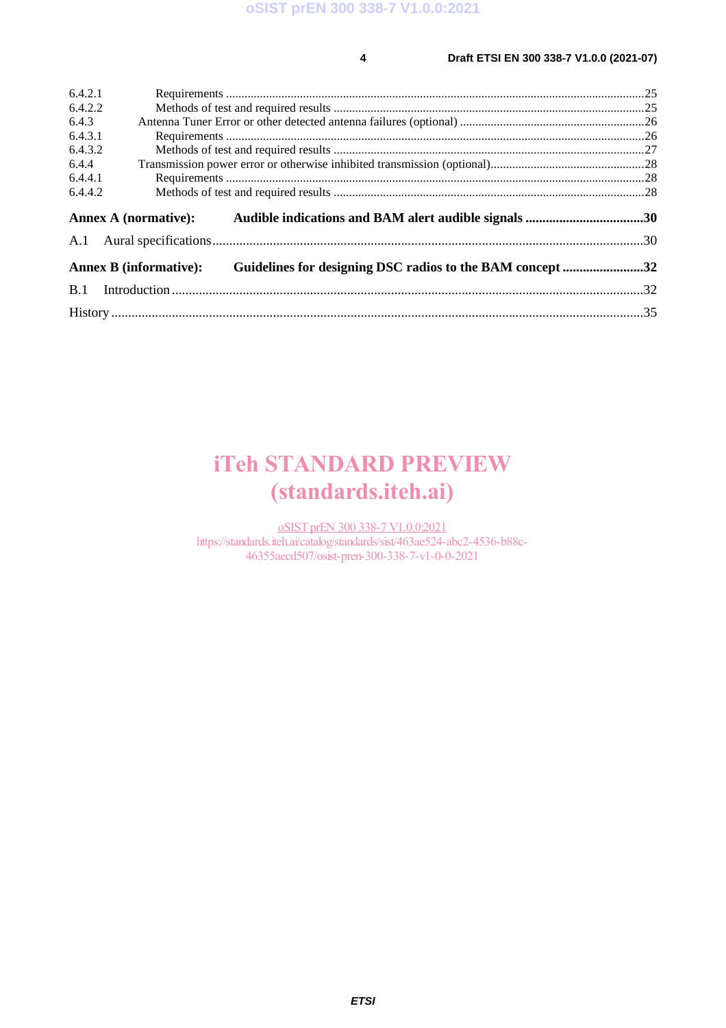6.4.2.1 Requirements ........................................................................................................................................25
6.4.2.2 Methods of test and required results ....................................................................................................25
6.4.3 Antenna Tuner Error or other detected antenna failures (optional) ............................................................26
6.4.3.1 Requirements ........................................................................................................................................26
6.4.3.2 Methods of test and required results ....................................................................................................27
6.4.4 Transmission power error or otherwise inhibited transmission (optional)..................................................28
6.4.4.1 Requirements ........................................................................................................................................28
6.4.4.2 Methods of test and required results ....................................................................................................28

**Annex A (normative): Audible indications and BAM alert audible signals ...................................30**

A.1 Aural specifications ................................................................................................................................30

**Annex B (informative): Guidelines for designing DSC radios to the BAM concept .........................32**

B.1 Introduction ............................................................................................................................................32

History ..............................................................................................................................................................35

iTeh STANDARD PREVIEW
(standards.iteh.ai)

oSIST prEN 300 338-7 V1.0.0:2021
https://standards.iteh.ai/catalog/standards/sist/463ae524-abc2-4536-b88c-46355aecd507/osist-pren-300-338-7-v1-0-0-2021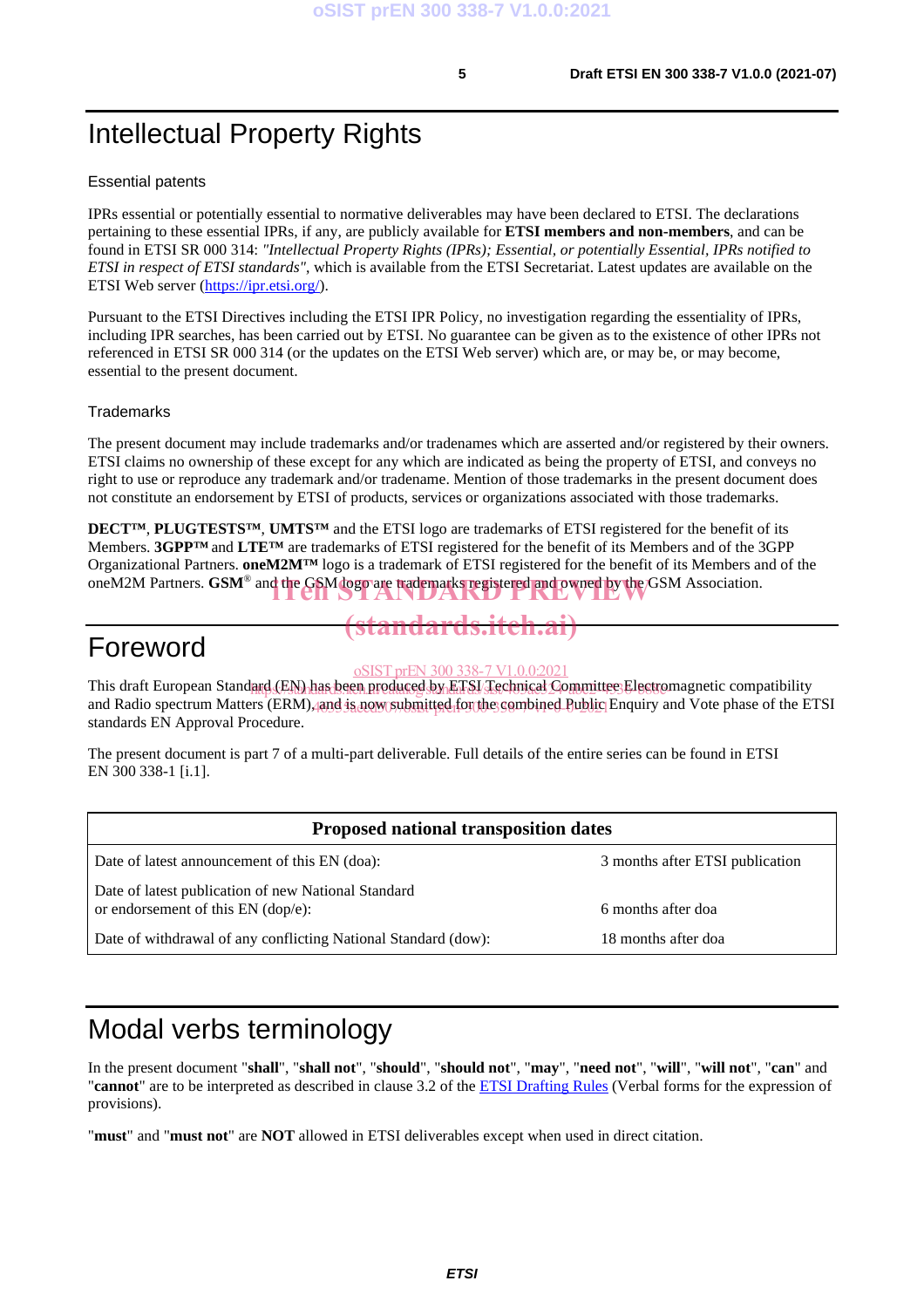# Intellectual Property Rights

## Essential patents

IPRs essential or potentially essential to normative deliverables may have been declared to ETSI. The declarations pertaining to these essential IPRs, if any, are publicly available for **ETSI members and non-members**, and can be found in ETSI SR 000 314: *"Intellectual Property Rights (IPRs); Essential, or potentially Essential, IPRs notified to ETSI in respect of ETSI standards"*, which is available from the ETSI Secretariat. Latest updates are available on the ETSI Web server (https://ipr.etsi.org/).

Pursuant to the ETSI Directives including the ETSI IPR Policy, no investigation regarding the essentiality of IPRs, including IPR searches, has been carried out by ETSI. No guarantee can be given as to the existence of other IPRs not referenced in ETSI SR 000 314 (or the updates on the ETSI Web server) which are, or may be, or may become, essential to the present document.

## Trademarks

The present document may include trademarks and/or tradenames which are asserted and/or registered by their owners. ETSI claims no ownership of these except for any which are indicated as being the property of ETSI, and conveys no right to use or reproduce any trademark and/or tradename. Mention of those trademarks in the present document does not constitute an endorsement by ETSI of products, services or organizations associated with those trademarks.

**DECT™**, **PLUGTESTS™**, **UMTS™** and the ETSI logo are trademarks of ETSI registered for the benefit of its Members. **3GPP™** and **LTE™** are trademarks of ETSI registered for the benefit of its Members and of the 3GPP Organizational Partners. **oneM2M™** logo is a trademark of ETSI registered for the benefit of its Members and of the oneM2M Partners. **GSM**® and the GSM logo are trademarks registered and owned by the GSM Association.

# Foreword

This draft European Standard (EN) has been produced by ETSI Technical Committee Electromagnetic compatibility and Radio spectrum Matters (ERM), and is now submitted for the combined Public Enquiry and Vote phase of the ETSI standards EN Approval Procedure.

The present document is part 7 of a multi-part deliverable. Full details of the entire series can be found in ETSI EN 300 338-1 [i.1].

| Proposed national transposition dates | |
|---|---|
| Date of latest announcement of this EN (doa): | 3 months after ETSI publication |
| Date of latest publication of new National Standard or endorsement of this EN (dop/e): | 6 months after doa |
| Date of withdrawal of any conflicting National Standard (dow): | 18 months after doa |

# Modal verbs terminology

In the present document "**shall**", "**shall not**", "**should**", "**should not**", "**may**", "**need not**", "**will**", "**will not**", "**can**" and "**cannot**" are to be interpreted as described in clause 3.2 of the ETSI Drafting Rules (Verbal forms for the expression of provisions).

"**must**" and "**must not**" are **NOT** allowed in ETSI deliverables except when used in direct citation.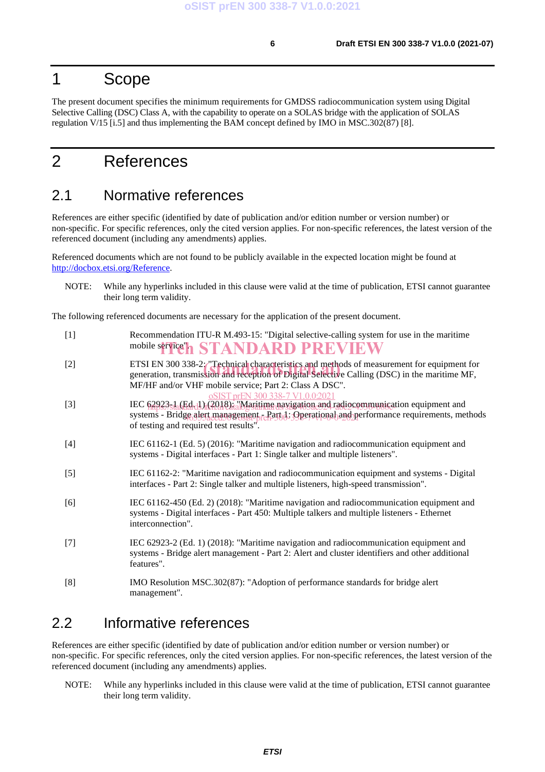# 1 Scope

The present document specifies the minimum requirements for GMDSS radiocommunication system using Digital Selective Calling (DSC) Class A, with the capability to operate on a SOLAS bridge with the application of SOLAS regulation V/15 [i.5] and thus implementing the BAM concept defined by IMO in MSC.302(87) [8].

# 2 References

## 2.1 Normative references

References are either specific (identified by date of publication and/or edition number or version number) or non-specific. For specific references, only the cited version applies. For non-specific references, the latest version of the referenced document (including any amendments) applies.

Referenced documents which are not found to be publicly available in the expected location might be found at http://docbox.etsi.org/Reference.

NOTE: While any hyperlinks included in this clause were valid at the time of publication, ETSI cannot guarantee their long term validity.

The following referenced documents are necessary for the application of the present document.

[1] Recommendation ITU-R M.493-15: "Digital selective-calling system for use in the maritime mobile service".

[2] ETSI EN 300 338-2: "Technical characteristics and methods of measurement for equipment for generation, transmission and reception of Digital Selective Calling (DSC) in the maritime MF, MF/HF and/or VHF mobile service; Part 2: Class A DSC".

[3] IEC 62923-1 (Ed. 1) (2018): "Maritime navigation and radiocommunication equipment and systems - Bridge alert management - Part 1: Operational and performance requirements, methods of testing and required test results".

[4] IEC 61162-1 (Ed. 5) (2016): "Maritime navigation and radiocommunication equipment and systems - Digital interfaces - Part 1: Single talker and multiple listeners".

[5] IEC 61162-2: "Maritime navigation and radiocommunication equipment and systems - Digital interfaces - Part 2: Single talker and multiple listeners, high-speed transmission".

[6] IEC 61162-450 (Ed. 2) (2018): "Maritime navigation and radiocommunication equipment and systems - Digital interfaces - Part 450: Multiple talkers and multiple listeners - Ethernet interconnection".

[7] IEC 62923-2 (Ed. 1) (2018): "Maritime navigation and radiocommunication equipment and systems - Bridge alert management - Part 2: Alert and cluster identifiers and other additional features".

[8] IMO Resolution MSC.302(87): "Adoption of performance standards for bridge alert management".

## 2.2 Informative references

References are either specific (identified by date of publication and/or edition number or version number) or non-specific. For specific references, only the cited version applies. For non-specific references, the latest version of the referenced document (including any amendments) applies.

NOTE: While any hyperlinks included in this clause were valid at the time of publication, ETSI cannot guarantee their long term validity.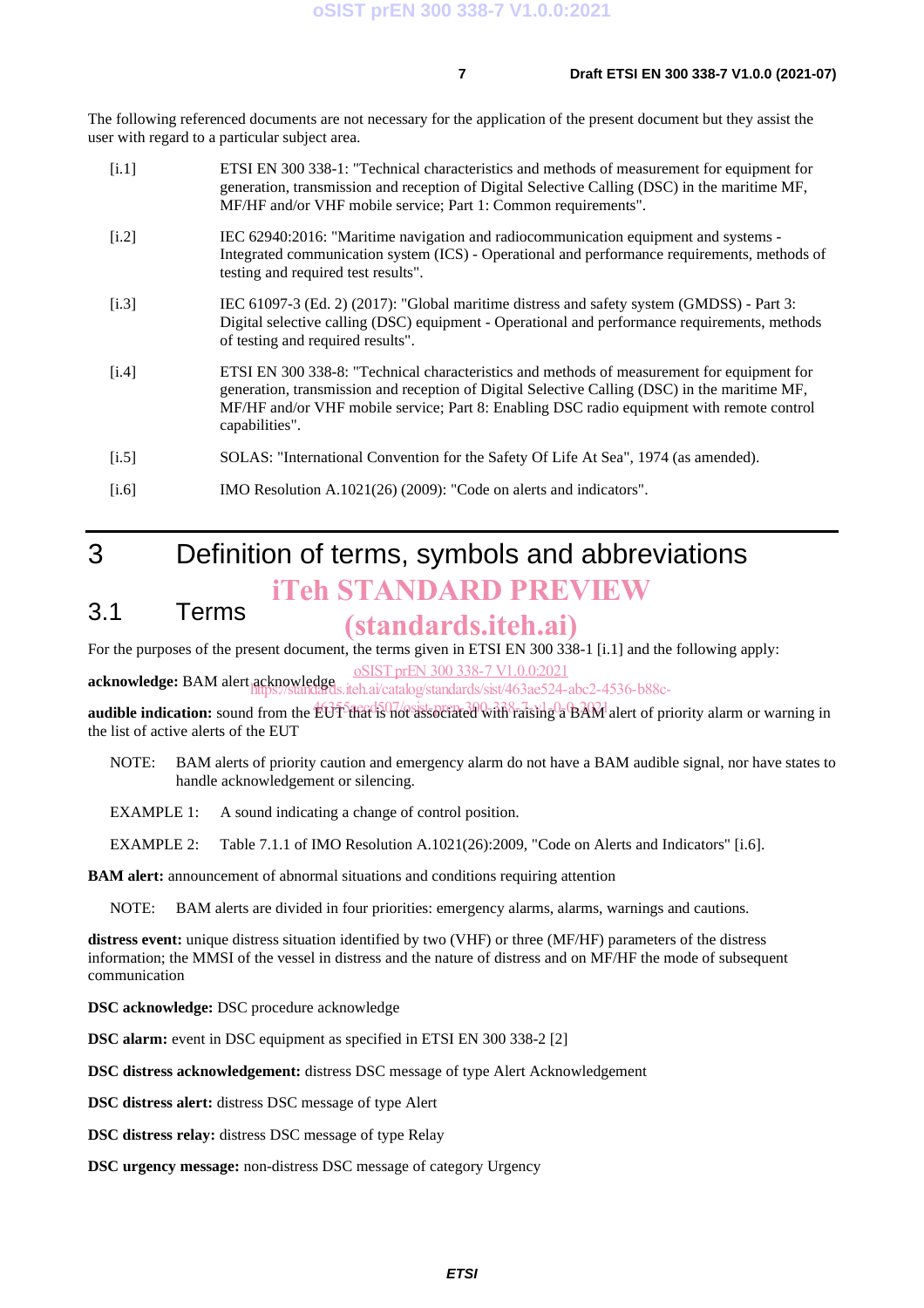The following referenced documents are not necessary for the application of the present document but they assist the user with regard to a particular subject area.

[i.1] ETSI EN 300 338-1: "Technical characteristics and methods of measurement for equipment for generation, transmission and reception of Digital Selective Calling (DSC) in the maritime MF, MF/HF and/or VHF mobile service; Part 1: Common requirements".

[i.2] IEC 62940:2016: "Maritime navigation and radiocommunication equipment and systems - Integrated communication system (ICS) - Operational and performance requirements, methods of testing and required test results".

[i.3] IEC 61097-3 (Ed. 2) (2017): "Global maritime distress and safety system (GMDSS) - Part 3: Digital selective calling (DSC) equipment - Operational and performance requirements, methods of testing and required results".

[i.4] ETSI EN 300 338-8: "Technical characteristics and methods of measurement for equipment for generation, transmission and reception of Digital Selective Calling (DSC) in the maritime MF, MF/HF and/or VHF mobile service; Part 8: Enabling DSC radio equipment with remote control capabilities".

[i.5] SOLAS: "International Convention for the Safety Of Life At Sea", 1974 (as amended).

[i.6] IMO Resolution A.1021(26) (2009): "Code on alerts and indicators".

# 3 Definition of terms, symbols and abbreviations

## 3.1 Terms

For the purposes of the present document, the terms given in ETSI EN 300 338-1 [i.1] and the following apply:

**acknowledge:** BAM alert acknowledge

**audible indication:** sound from the EUT that is not associated with raising a BAM alert of priority alarm or warning in the list of active alerts of the EUT

NOTE: BAM alerts of priority caution and emergency alarm do not have a BAM audible signal, nor have states to handle acknowledgement or silencing.

EXAMPLE 1: A sound indicating a change of control position.

EXAMPLE 2: Table 7.1.1 of IMO Resolution A.1021(26):2009, "Code on Alerts and Indicators" [i.6].

**BAM alert:** announcement of abnormal situations and conditions requiring attention

NOTE: BAM alerts are divided in four priorities: emergency alarms, alarms, warnings and cautions.

**distress event:** unique distress situation identified by two (VHF) or three (MF/HF) parameters of the distress information; the MMSI of the vessel in distress and the nature of distress and on MF/HF the mode of subsequent communication

**DSC acknowledge:** DSC procedure acknowledge

**DSC alarm:** event in DSC equipment as specified in ETSI EN 300 338-2 [2]

**DSC distress acknowledgement:** distress DSC message of type Alert Acknowledgement

**DSC distress alert:** distress DSC message of type Alert

**DSC distress relay:** distress DSC message of type Relay

**DSC urgency message:** non-distress DSC message of category Urgency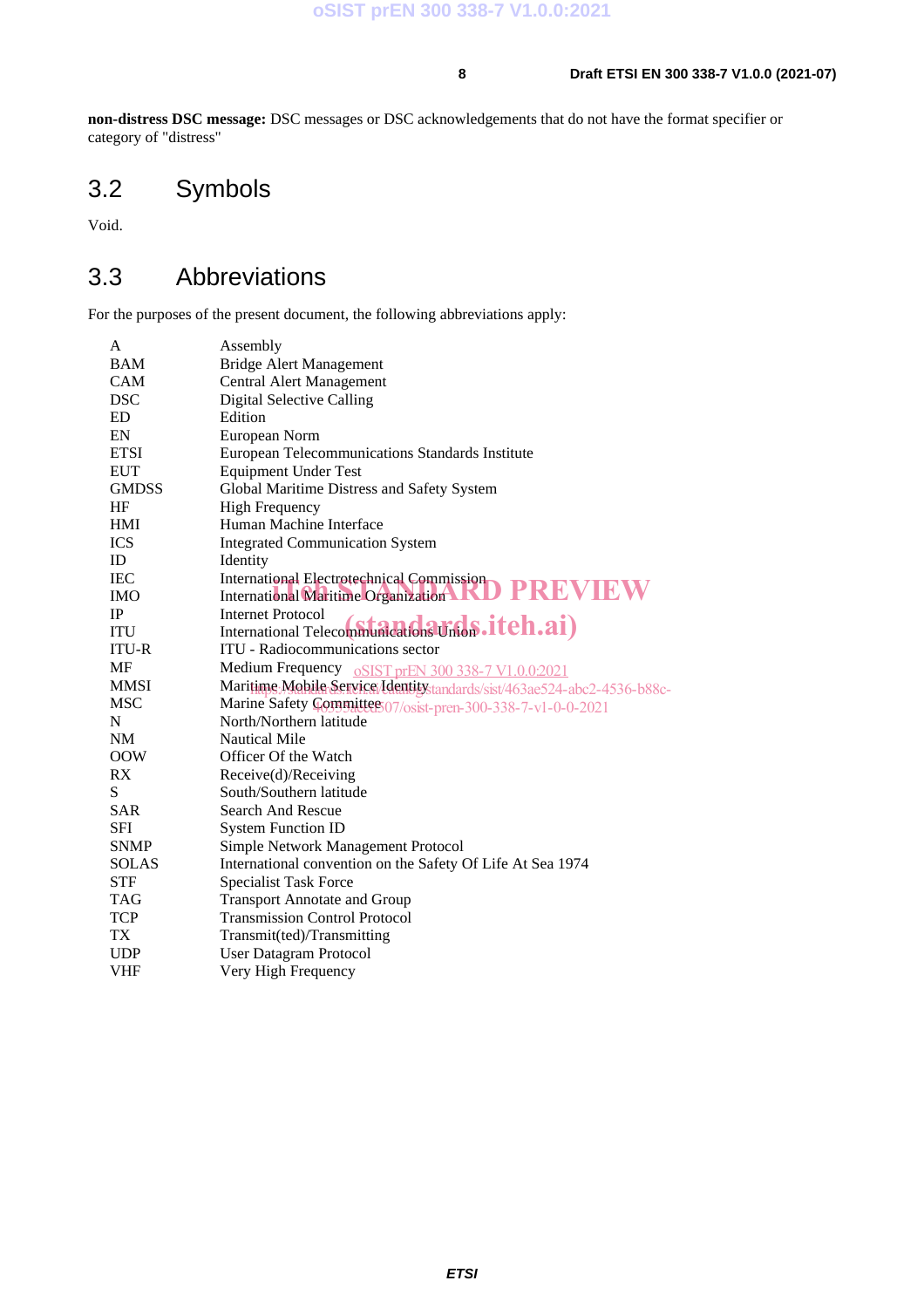**non-distress DSC message:** DSC messages or DSC acknowledgements that do not have the format specifier or category of "distress"

## 3.2 Symbols

Void.

## 3.3 Abbreviations

For the purposes of the present document, the following abbreviations apply:

| | |
|---|---|
| A | Assembly |
| BAM | Bridge Alert Management |
| CAM | Central Alert Management |
| DSC | Digital Selective Calling |
| ED | Edition |
| EN | European Norm |
| ETSI | European Telecommunications Standards Institute |
| EUT | Equipment Under Test |
| GMDSS | Global Maritime Distress and Safety System |
| HF | High Frequency |
| HMI | Human Machine Interface |
| ICS | Integrated Communication System |
| ID | Identity |
| IEC | International Electrotechnical Commission |
| IMO | International Maritime Organization |
| IP | Internet Protocol |
| ITU | International Telecommunications Union |
| ITU-R | ITU - Radiocommunications sector |
| MF | Medium Frequency |
| MMSI | Maritime Mobile Service Identity |
| MSC | Marine Safety Committee |
| N | North/Northern latitude |
| NM | Nautical Mile |
| OOW | Officer Of the Watch |
| RX | Receive(d)/Receiving |
| S | South/Southern latitude |
| SAR | Search And Rescue |
| SFI | System Function ID |
| SNMP | Simple Network Management Protocol |
| SOLAS | International convention on the Safety Of Life At Sea 1974 |
| STF | Specialist Task Force |
| TAG | Transport Annotate and Group |
| TCP | Transmission Control Protocol |
| TX | Transmit(ted)/Transmitting |
| UDP | User Datagram Protocol |
| VHF | Very High Frequency |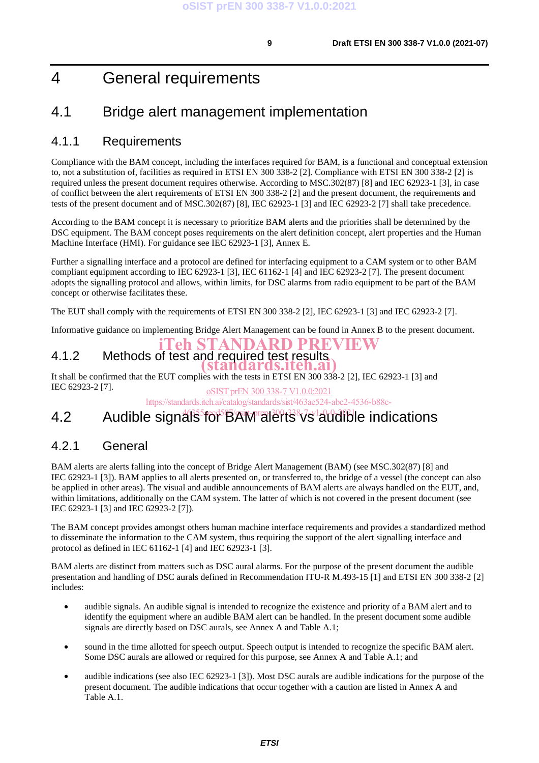# 4 General requirements

## 4.1 Bridge alert management implementation

### 4.1.1 Requirements

Compliance with the BAM concept, including the interfaces required for BAM, is a functional and conceptual extension to, not a substitution of, facilities as required in ETSI EN 300 338-2 [2]. Compliance with ETSI EN 300 338-2 [2] is required unless the present document requires otherwise. According to MSC.302(87) [8] and IEC 62923-1 [3], in case of conflict between the alert requirements of ETSI EN 300 338-2 [2] and the present document, the requirements and tests of the present document and of MSC.302(87) [8], IEC 62923-1 [3] and IEC 62923-2 [7] shall take precedence.

According to the BAM concept it is necessary to prioritize BAM alerts and the priorities shall be determined by the DSC equipment. The BAM concept poses requirements on the alert definition concept, alert properties and the Human Machine Interface (HMI). For guidance see IEC 62923-1 [3], Annex E.

Further a signalling interface and a protocol are defined for interfacing equipment to a CAM system or to other BAM compliant equipment according to IEC 62923-1 [3], IEC 61162-1 [4] and IEC 62923-2 [7]. The present document adopts the signalling protocol and allows, within limits, for DSC alarms from radio equipment to be part of the BAM concept or otherwise facilitates these.

The EUT shall comply with the requirements of ETSI EN 300 338-2 [2], IEC 62923-1 [3] and IEC 62923-2 [7].

Informative guidance on implementing Bridge Alert Management can be found in Annex B to the present document.

### 4.1.2 Methods of test and required test results

It shall be confirmed that the EUT complies with the tests in ETSI EN 300 338-2 [2], IEC 62923-1 [3] and IEC 62923-2 [7].

## 4.2 Audible signals for BAM alerts vs audible indications

### 4.2.1 General

BAM alerts are alerts falling into the concept of Bridge Alert Management (BAM) (see MSC.302(87) [8] and IEC 62923-1 [3]). BAM applies to all alerts presented on, or transferred to, the bridge of a vessel (the concept can also be applied in other areas). The visual and audible announcements of BAM alerts are always handled on the EUT, and, within limitations, additionally on the CAM system. The latter of which is not covered in the present document (see IEC 62923-1 [3] and IEC 62923-2 [7]).

The BAM concept provides amongst others human machine interface requirements and provides a standardized method to disseminate the information to the CAM system, thus requiring the support of the alert signalling interface and protocol as defined in IEC 61162-1 [4] and IEC 62923-1 [3].

BAM alerts are distinct from matters such as DSC aural alarms. For the purpose of the present document the audible presentation and handling of DSC aurals defined in Recommendation ITU-R M.493-15 [1] and ETSI EN 300 338-2 [2] includes:

- audible signals. An audible signal is intended to recognize the existence and priority of a BAM alert and to identify the equipment where an audible BAM alert can be handled. In the present document some audible signals are directly based on DSC aurals, see Annex A and Table A.1;
- sound in the time allotted for speech output. Speech output is intended to recognize the specific BAM alert. Some DSC aurals are allowed or required for this purpose, see Annex A and Table A.1; and
- audible indications (see also IEC 62923-1 [3]). Most DSC aurals are audible indications for the purpose of the present document. The audible indications that occur together with a caution are listed in Annex A and Table A.1.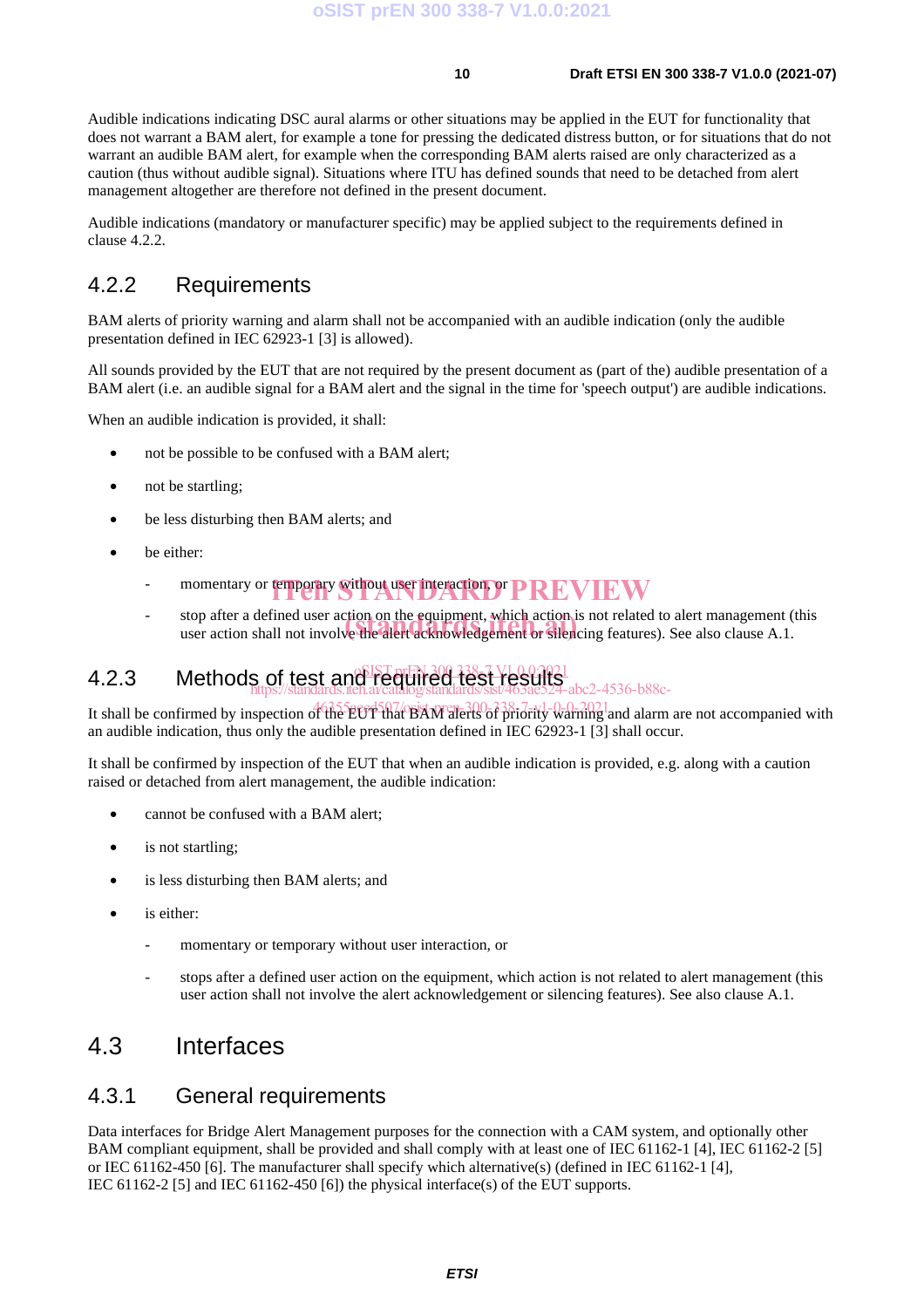Audible indications indicating DSC aural alarms or other situations may be applied in the EUT for functionality that does not warrant a BAM alert, for example a tone for pressing the dedicated distress button, or for situations that do not warrant an audible BAM alert, for example when the corresponding BAM alerts raised are only characterized as a caution (thus without audible signal). Situations where ITU has defined sounds that need to be detached from alert management altogether are therefore not defined in the present document.

Audible indications (mandatory or manufacturer specific) may be applied subject to the requirements defined in clause 4.2.2.

### 4.2.2 Requirements

BAM alerts of priority warning and alarm shall not be accompanied with an audible indication (only the audible presentation defined in IEC 62923-1 [3] is allowed).

All sounds provided by the EUT that are not required by the present document as (part of the) audible presentation of a BAM alert (i.e. an audible signal for a BAM alert and the signal in the time for 'speech output') are audible indications.

When an audible indication is provided, it shall:

- not be possible to be confused with a BAM alert;
- not be startling;
- be less disturbing then BAM alerts; and
- be either:
  - momentary or temporary without user interaction, or
  - stop after a defined user action on the equipment, which action is not related to alert management (this user action shall not involve the alert acknowledgement or silencing features). See also clause A.1.

### 4.2.3 Methods of test and required test results

It shall be confirmed by inspection of the EUT that BAM alerts of priority warning and alarm are not accompanied with an audible indication, thus only the audible presentation defined in IEC 62923-1 [3] shall occur.

It shall be confirmed by inspection of the EUT that when an audible indication is provided, e.g. along with a caution raised or detached from alert management, the audible indication:

- cannot be confused with a BAM alert;
- is not startling;
- is less disturbing then BAM alerts; and
- is either:
  - momentary or temporary without user interaction, or
  - stops after a defined user action on the equipment, which action is not related to alert management (this user action shall not involve the alert acknowledgement or silencing features). See also clause A.1.

## 4.3 Interfaces

### 4.3.1 General requirements

Data interfaces for Bridge Alert Management purposes for the connection with a CAM system, and optionally other BAM compliant equipment, shall be provided and shall comply with at least one of IEC 61162-1 [4], IEC 61162-2 [5] or IEC 61162-450 [6]. The manufacturer shall specify which alternative(s) (defined in IEC 61162-1 [4], IEC 61162-2 [5] and IEC 61162-450 [6]) the physical interface(s) of the EUT supports.